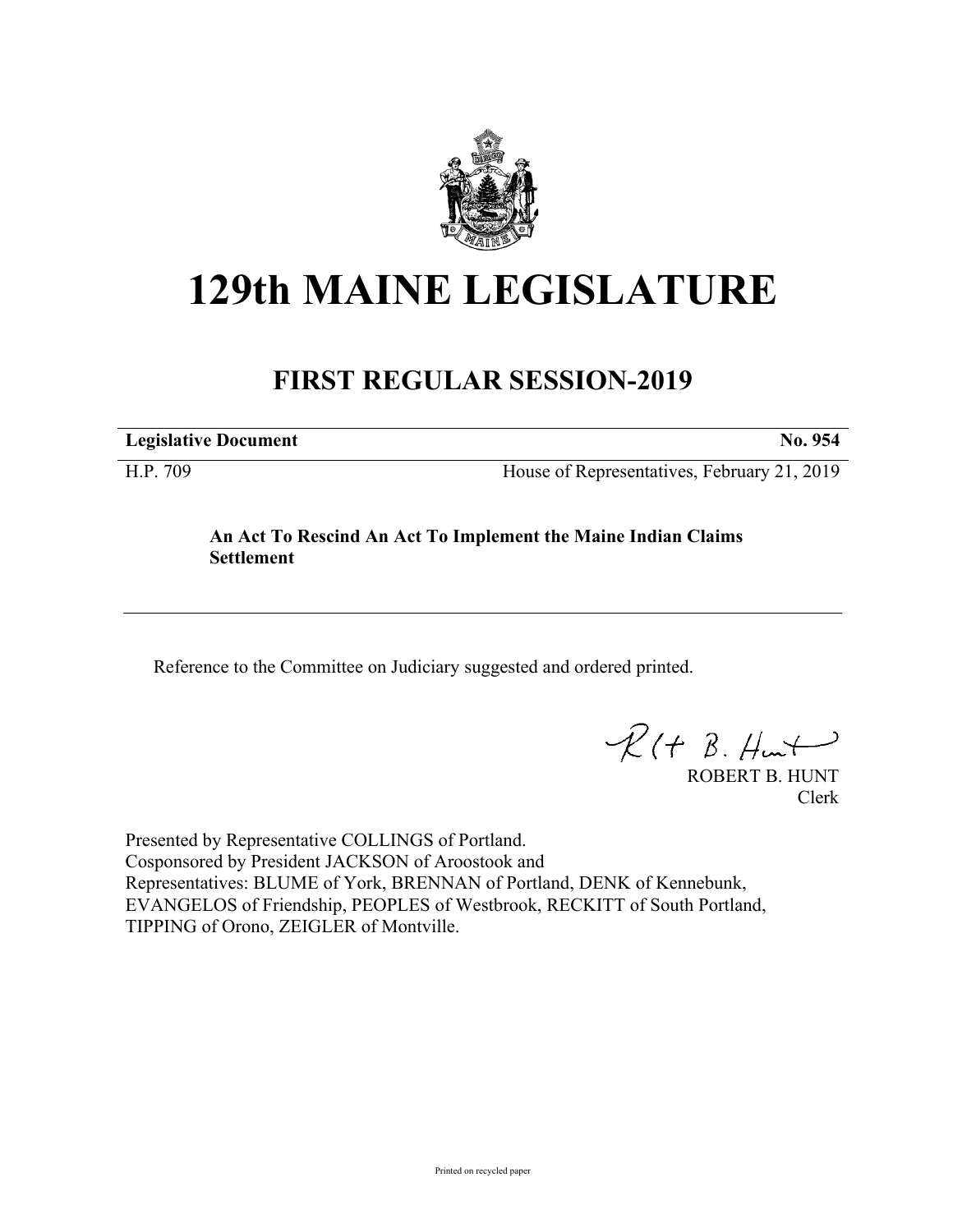# 129th MAINE LEGISLATURE

## FIRST REGULAR SESSION-2019

| **Legislative Document** | **No. 954** |
| --- | --- |
| H.P. 709 | House of Representatives, February 21, 2019 |

**An Act To Rescind An Act To Implement the Maine Indian Claims Settlement**

Reference to the Committee on Judiciary suggested and ordered printed.

ROBERT B. HUNT
Clerk

Presented by Representative COLLINGS of Portland.
Cosponsored by President JACKSON of Aroostook and
Representatives: BLUME of York, BRENNAN of Portland, DENK of Kennebunk, EVANGELOS of Friendship, PEOPLES of Westbrook, RECKITT of South Portland, TIPPING of Orono, ZEIGLER of Montville.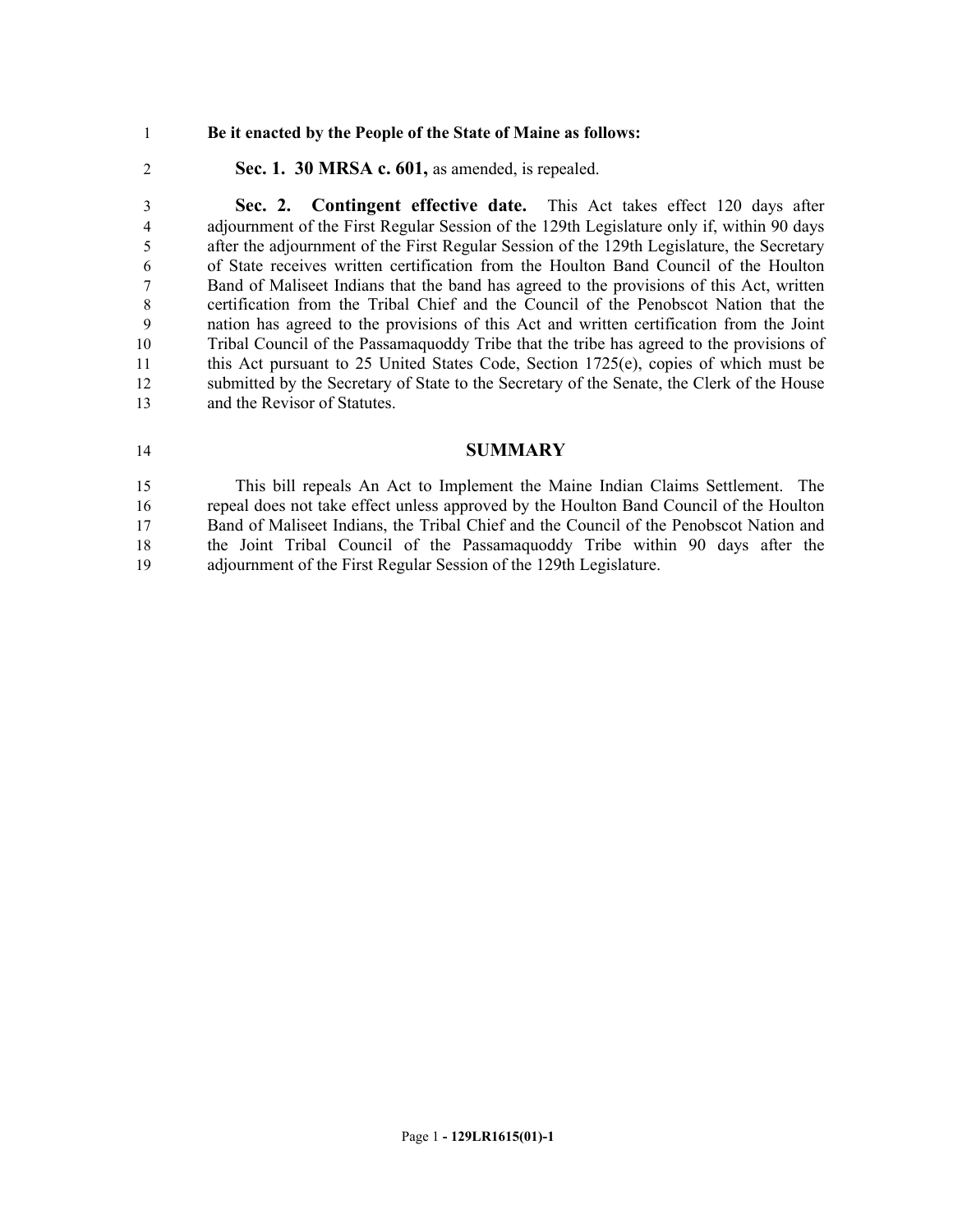**Be it enacted by the People of the State of Maine as follows:**

**Sec. 1. 30 MRSA c. 601,** as amended, is repealed.

**Sec. 2. Contingent effective date.** This Act takes effect 120 days after adjournment of the First Regular Session of the 129th Legislature only if, within 90 days after the adjournment of the First Regular Session of the 129th Legislature, the Secretary of State receives written certification from the Houlton Band Council of the Houlton Band of Maliseet Indians that the band has agreed to the provisions of this Act, written certification from the Tribal Chief and the Council of the Penobscot Nation that the nation has agreed to the provisions of this Act and written certification from the Joint Tribal Council of the Passamaquoddy Tribe that the tribe has agreed to the provisions of this Act pursuant to 25 United States Code, Section 1725(e), copies of which must be submitted by the Secretary of State to the Secretary of the Senate, the Clerk of the House and the Revisor of Statutes.

## SUMMARY

This bill repeals An Act to Implement the Maine Indian Claims Settlement. The repeal does not take effect unless approved by the Houlton Band Council of the Houlton Band of Maliseet Indians, the Tribal Chief and the Council of the Penobscot Nation and the Joint Tribal Council of the Passamaquoddy Tribe within 90 days after the adjournment of the First Regular Session of the 129th Legislature.